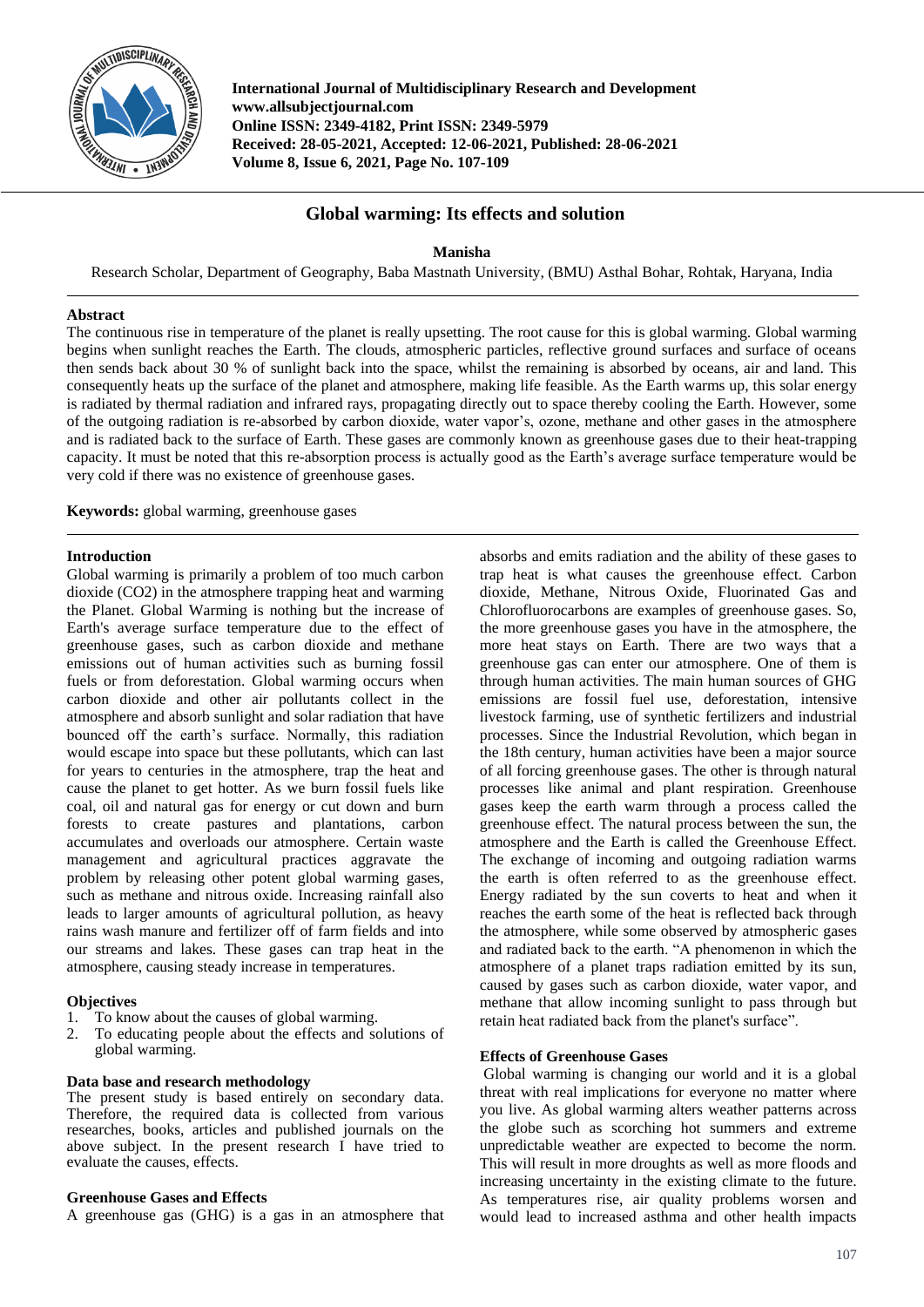**International Journal of Multidisciplinary Research and Development**
**www.allsubjectjournal.com**
**Online ISSN: 2349-4182, Print ISSN: 2349-5979**
**Received: 28-05-2021, Accepted: 12-06-2021, Published: 28-06-2021**
**Volume 8, Issue 6, 2021, Page No. 107-109**

# Global warming: Its effects and solution

**Manisha**

Research Scholar, Department of Geography, Baba Mastnath University, (BMU) Asthal Bohar, Rohtak, Haryana, India

## Abstract

The continuous rise in temperature of the planet is really upsetting. The root cause for this is global warming. Global warming begins when sunlight reaches the Earth. The clouds, atmospheric particles, reflective ground surfaces and surface of oceans then sends back about 30 % of sunlight back into the space, whilst the remaining is absorbed by oceans, air and land. This consequently heats up the surface of the planet and atmosphere, making life feasible. As the Earth warms up, this solar energy is radiated by thermal radiation and infrared rays, propagating directly out to space thereby cooling the Earth. However, some of the outgoing radiation is re-absorbed by carbon dioxide, water vapor's, ozone, methane and other gases in the atmosphere and is radiated back to the surface of Earth. These gases are commonly known as greenhouse gases due to their heat-trapping capacity. It must be noted that this re-absorption process is actually good as the Earth's average surface temperature would be very cold if there was no existence of greenhouse gases.

**Keywords:** global warming, greenhouse gases

## Introduction

Global warming is primarily a problem of too much carbon dioxide (CO2) in the atmosphere trapping heat and warming the Planet. Global Warming is nothing but the increase of Earth's average surface temperature due to the effect of greenhouse gases, such as carbon dioxide and methane emissions out of human activities such as burning fossil fuels or from deforestation. Global warming occurs when carbon dioxide and other air pollutants collect in the atmosphere and absorb sunlight and solar radiation that have bounced off the earth's surface. Normally, this radiation would escape into space but these pollutants, which can last for years to centuries in the atmosphere, trap the heat and cause the planet to get hotter. As we burn fossil fuels like coal, oil and natural gas for energy or cut down and burn forests to create pastures and plantations, carbon accumulates and overloads our atmosphere. Certain waste management and agricultural practices aggravate the problem by releasing other potent global warming gases, such as methane and nitrous oxide. Increasing rainfall also leads to larger amounts of agricultural pollution, as heavy rains wash manure and fertilizer off of farm fields and into our streams and lakes. These gases can trap heat in the atmosphere, causing steady increase in temperatures.

## Objectives

1. To know about the causes of global warming.
2. To educating people about the effects and solutions of global warming.

## Data base and research methodology

The present study is based entirely on secondary data. Therefore, the required data is collected from various researches, books, articles and published journals on the above subject. In the present research I have tried to evaluate the causes, effects.

## Greenhouse Gases and Effects

A greenhouse gas (GHG) is a gas in an atmosphere that absorbs and emits radiation and the ability of these gases to trap heat is what causes the greenhouse effect. Carbon dioxide, Methane, Nitrous Oxide, Fluorinated Gas and Chlorofluorocarbons are examples of greenhouse gases. So, the more greenhouse gases you have in the atmosphere, the more heat stays on Earth. There are two ways that a greenhouse gas can enter our atmosphere. One of them is through human activities. The main human sources of GHG emissions are fossil fuel use, deforestation, intensive livestock farming, use of synthetic fertilizers and industrial processes. Since the Industrial Revolution, which began in the 18th century, human activities have been a major source of all forcing greenhouse gases. The other is through natural processes like animal and plant respiration. Greenhouse gases keep the earth warm through a process called the greenhouse effect. The natural process between the sun, the atmosphere and the Earth is called the Greenhouse Effect. The exchange of incoming and outgoing radiation warms the earth is often referred to as the greenhouse effect. Energy radiated by the sun coverts to heat and when it reaches the earth some of the heat is reflected back through the atmosphere, while some observed by atmospheric gases and radiated back to the earth. "A phenomenon in which the atmosphere of a planet traps radiation emitted by its sun, caused by gases such as carbon dioxide, water vapor, and methane that allow incoming sunlight to pass through but retain heat radiated back from the planet's surface".

## Effects of Greenhouse Gases

Global warming is changing our world and it is a global threat with real implications for everyone no matter where you live. As global warming alters weather patterns across the globe such as scorching hot summers and extreme unpredictable weather are expected to become the norm. This will result in more droughts as well as more floods and increasing uncertainty in the existing climate to the future. As temperatures rise, air quality problems worsen and would lead to increased asthma and other health impacts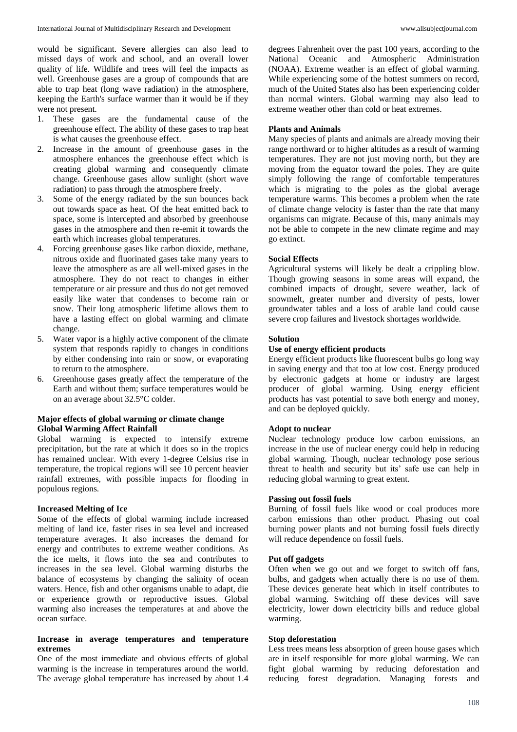would be significant. Severe allergies can also lead to missed days of work and school, and an overall lower quality of life. Wildlife and trees will feel the impacts as well. Greenhouse gases are a group of compounds that are able to trap heat (long wave radiation) in the atmosphere, keeping the Earth's surface warmer than it would be if they were not present.

1. These gases are the fundamental cause of the greenhouse effect. The ability of these gases to trap heat is what causes the greenhouse effect.
2. Increase in the amount of greenhouse gases in the atmosphere enhances the greenhouse effect which is creating global warming and consequently climate change. Greenhouse gases allow sunlight (short wave radiation) to pass through the atmosphere freely.
3. Some of the energy radiated by the sun bounces back out towards space as heat. Of the heat emitted back to space, some is intercepted and absorbed by greenhouse gases in the atmosphere and then re-emit it towards the earth which increases global temperatures.
4. Forcing greenhouse gases like carbon dioxide, methane, nitrous oxide and fluorinated gases take many years to leave the atmosphere as are all well-mixed gases in the atmosphere. They do not react to changes in either temperature or air pressure and thus do not get removed easily like water that condenses to become rain or snow. Their long atmospheric lifetime allows them to have a lasting effect on global warming and climate change.
5. Water vapor is a highly active component of the climate system that responds rapidly to changes in conditions by either condensing into rain or snow, or evaporating to return to the atmosphere.
6. Greenhouse gases greatly affect the temperature of the Earth and without them; surface temperatures would be on an average about 32.5°C colder.

**Major effects of global warming or climate change**
**Global Warming Affect Rainfall**

Global warming is expected to intensify extreme precipitation, but the rate at which it does so in the tropics has remained unclear. With every 1-degree Celsius rise in temperature, the tropical regions will see 10 percent heavier rainfall extremes, with possible impacts for flooding in populous regions.

**Increased Melting of Ice**

Some of the effects of global warming include increased melting of land ice, faster rises in sea level and increased temperature averages. It also increases the demand for energy and contributes to extreme weather conditions. As the ice melts, it flows into the sea and contributes to increases in the sea level. Global warming disturbs the balance of ecosystems by changing the salinity of ocean waters. Hence, fish and other organisms unable to adapt, die or experience growth or reproductive issues. Global warming also increases the temperatures at and above the ocean surface.

**Increase in average temperatures and temperature extremes**

One of the most immediate and obvious effects of global warming is the increase in temperatures around the world. The average global temperature has increased by about 1.4 degrees Fahrenheit over the past 100 years, according to the National Oceanic and Atmospheric Administration (NOAA). Extreme weather is an effect of global warming. While experiencing some of the hottest summers on record, much of the United States also has been experiencing colder than normal winters. Global warming may also lead to extreme weather other than cold or heat extremes.

**Plants and Animals**

Many species of plants and animals are already moving their range northward or to higher altitudes as a result of warming temperatures. They are not just moving north, but they are moving from the equator toward the poles. They are quite simply following the range of comfortable temperatures which is migrating to the poles as the global average temperature warms. This becomes a problem when the rate of climate change velocity is faster than the rate that many organisms can migrate. Because of this, many animals may not be able to compete in the new climate regime and may go extinct.

**Social Effects**

Agricultural systems will likely be dealt a crippling blow. Though growing seasons in some areas will expand, the combined impacts of drought, severe weather, lack of snowmelt, greater number and diversity of pests, lower groundwater tables and a loss of arable land could cause severe crop failures and livestock shortages worldwide.

**Solution**
**Use of energy efficient products**

Energy efficient products like fluorescent bulbs go long way in saving energy and that too at low cost. Energy produced by electronic gadgets at home or industry are largest producer of global warming. Using energy efficient products has vast potential to save both energy and money, and can be deployed quickly.

**Adopt to nuclear**

Nuclear technology produce low carbon emissions, an increase in the use of nuclear energy could help in reducing global warming. Though, nuclear technology pose serious threat to health and security but its' safe use can help in reducing global warming to great extent.

**Passing out fossil fuels**

Burning of fossil fuels like wood or coal produces more carbon emissions than other product. Phasing out coal burning power plants and not burning fossil fuels directly will reduce dependence on fossil fuels.

**Put off gadgets**

Often when we go out and we forget to switch off fans, bulbs, and gadgets when actually there is no use of them. These devices generate heat which in itself contributes to global warming. Switching off these devices will save electricity, lower down electricity bills and reduce global warming.

**Stop deforestation**

Less trees means less absorption of green house gases which are in itself responsible for more global warming. We can fight global warming by reducing deforestation and reducing forest degradation. Managing forests and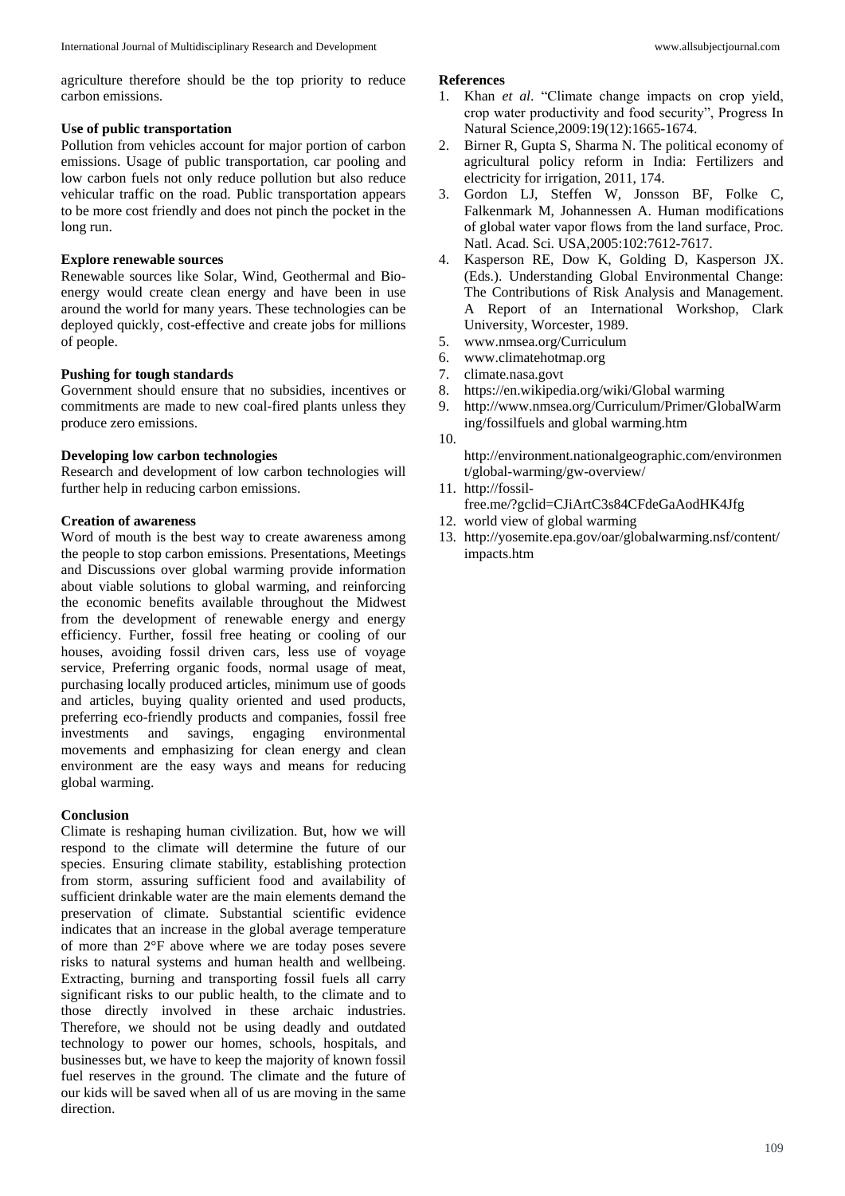agriculture therefore should be the top priority to reduce carbon emissions.

**Use of public transportation**

Pollution from vehicles account for major portion of carbon emissions. Usage of public transportation, car pooling and low carbon fuels not only reduce pollution but also reduce vehicular traffic on the road. Public transportation appears to be more cost friendly and does not pinch the pocket in the long run.

**Explore renewable sources**

Renewable sources like Solar, Wind, Geothermal and Bio-energy would create clean energy and have been in use around the world for many years. These technologies can be deployed quickly, cost-effective and create jobs for millions of people.

**Pushing for tough standards**

Government should ensure that no subsidies, incentives or commitments are made to new coal-fired plants unless they produce zero emissions.

**Developing low carbon technologies**

Research and development of low carbon technologies will further help in reducing carbon emissions.

**Creation of awareness**

Word of mouth is the best way to create awareness among the people to stop carbon emissions. Presentations, Meetings and Discussions over global warming provide information about viable solutions to global warming, and reinforcing the economic benefits available throughout the Midwest from the development of renewable energy and energy efficiency. Further, fossil free heating or cooling of our houses, avoiding fossil driven cars, less use of voyage service, Preferring organic foods, normal usage of meat, purchasing locally produced articles, minimum use of goods and articles, buying quality oriented and used products, preferring eco-friendly products and companies, fossil free investments and savings, engaging environmental movements and emphasizing for clean energy and clean environment are the easy ways and means for reducing global warming.

**Conclusion**

Climate is reshaping human civilization. But, how we will respond to the climate will determine the future of our species. Ensuring climate stability, establishing protection from storm, assuring sufficient food and availability of sufficient drinkable water are the main elements demand the preservation of climate. Substantial scientific evidence indicates that an increase in the global average temperature of more than 2°F above where we are today poses severe risks to natural systems and human health and wellbeing. Extracting, burning and transporting fossil fuels all carry significant risks to our public health, to the climate and to those directly involved in these archaic industries. Therefore, we should not be using deadly and outdated technology to power our homes, schools, hospitals, and businesses but, we have to keep the majority of known fossil fuel reserves in the ground. The climate and the future of our kids will be saved when all of us are moving in the same direction.

**References**

1. Khan *et al*. "Climate change impacts on crop yield, crop water productivity and food security", Progress In Natural Science,2009:19(12):1665-1674.
2. Birner R, Gupta S, Sharma N. The political economy of agricultural policy reform in India: Fertilizers and electricity for irrigation, 2011, 174.
3. Gordon LJ, Steffen W, Jonsson BF, Folke C, Falkenmark M, Johannessen A. Human modifications of global water vapor flows from the land surface, Proc. Natl. Acad. Sci. USA,2005:102:7612-7617.
4. Kasperson RE, Dow K, Golding D, Kasperson JX. (Eds.). Understanding Global Environmental Change: The Contributions of Risk Analysis and Management. A Report of an International Workshop, Clark University, Worcester, 1989.
5. www.nmsea.org/Curriculum
6. www.climatehotmap.org
7. climate.nasa.govt
8. https://en.wikipedia.org/wiki/Global warming
9. http://www.nmsea.org/Curriculum/Primer/GlobalWarming/fossilfuels and global warming.htm
10. http://environment.nationalgeographic.com/environment/global-warming/gw-overview/
11. http://fossil-free.me/?gclid=CJiArtC3s84CFdeGaAodHK4Jfg
12. world view of global warming
13. http://yosemite.epa.gov/oar/globalwarming.nsf/content/impacts.htm